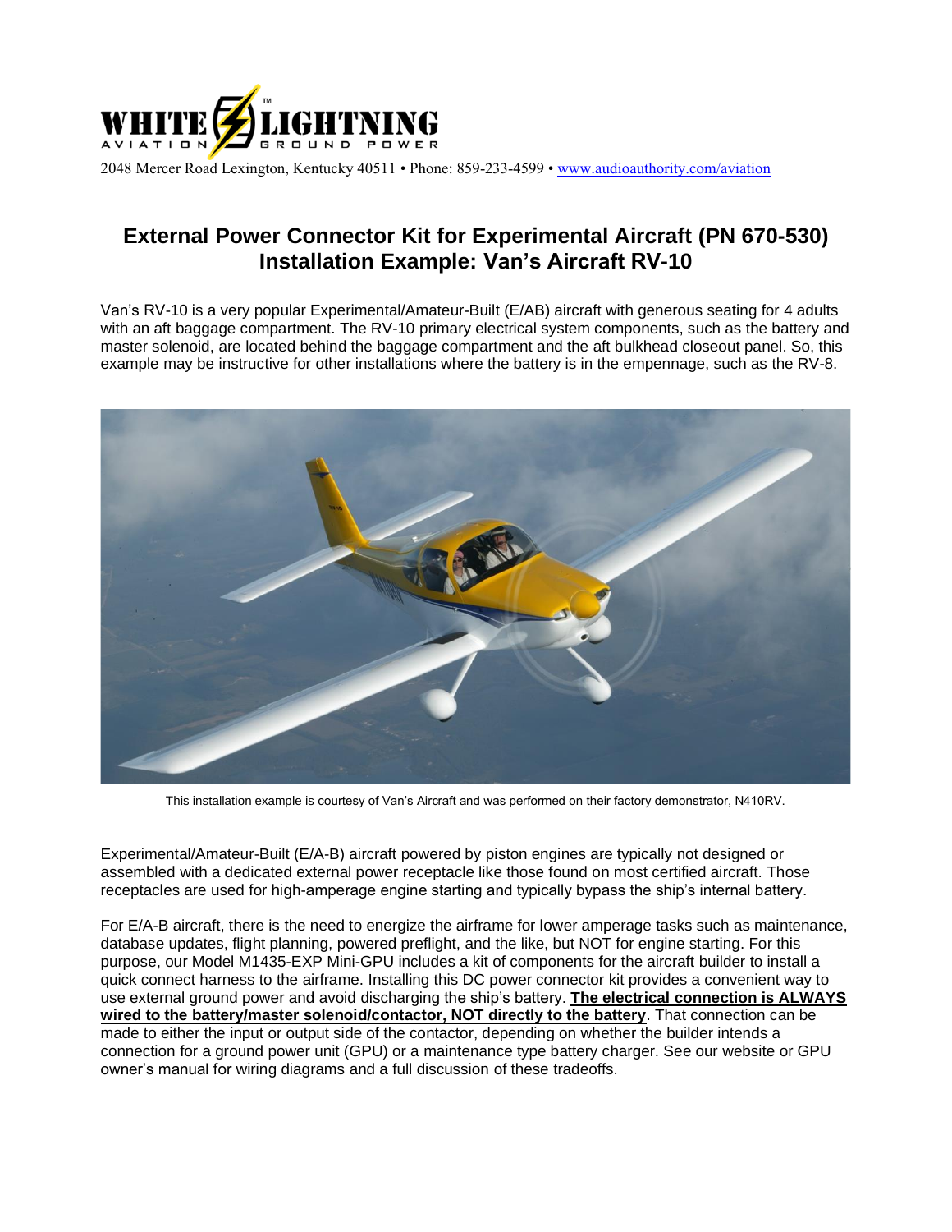WHITE LIGHTNING™ AVIATION GROUND POWER

2048 Mercer Road Lexington, Kentucky 40511 • Phone: 859-233-4599 • [www.audioauthority.com/aviation](http://www.audioauthority.com/aviation)

# External Power Connector Kit for Experimental Aircraft (PN 670-530) Installation Example: Van's Aircraft RV-10

Van's RV-10 is a very popular Experimental/Amateur-Built (E/AB) aircraft with generous seating for 4 adults with an aft baggage compartment. The RV-10 primary electrical system components, such as the battery and master solenoid, are located behind the baggage compartment and the aft bulkhead closeout panel. So, this example may be instructive for other installations where the battery is in the empennage, such as the RV-8.

This installation example is courtesy of Van's Aircraft and was performed on their factory demonstrator, N410RV.

Experimental/Amateur-Built (E/A-B) aircraft powered by piston engines are typically not designed or assembled with a dedicated external power receptacle like those found on most certified aircraft. Those receptacles are used for high-amperage engine starting and typically bypass the ship's internal battery.

For E/A-B aircraft, there is the need to energize the airframe for lower amperage tasks such as maintenance, database updates, flight planning, powered preflight, and the like, but NOT for engine starting. For this purpose, our Model M1435-EXP Mini-GPU includes a kit of components for the aircraft builder to install a quick connect harness to the airframe. Installing this DC power connector kit provides a convenient way to use external ground power and avoid discharging the ship's battery. **The electrical connection is ALWAYS wired to the battery/master solenoid/contactor, NOT directly to the battery**. That connection can be made to either the input or output side of the contactor, depending on whether the builder intends a connection for a ground power unit (GPU) or a maintenance type battery charger. See our website or GPU owner's manual for wiring diagrams and a full discussion of these tradeoffs.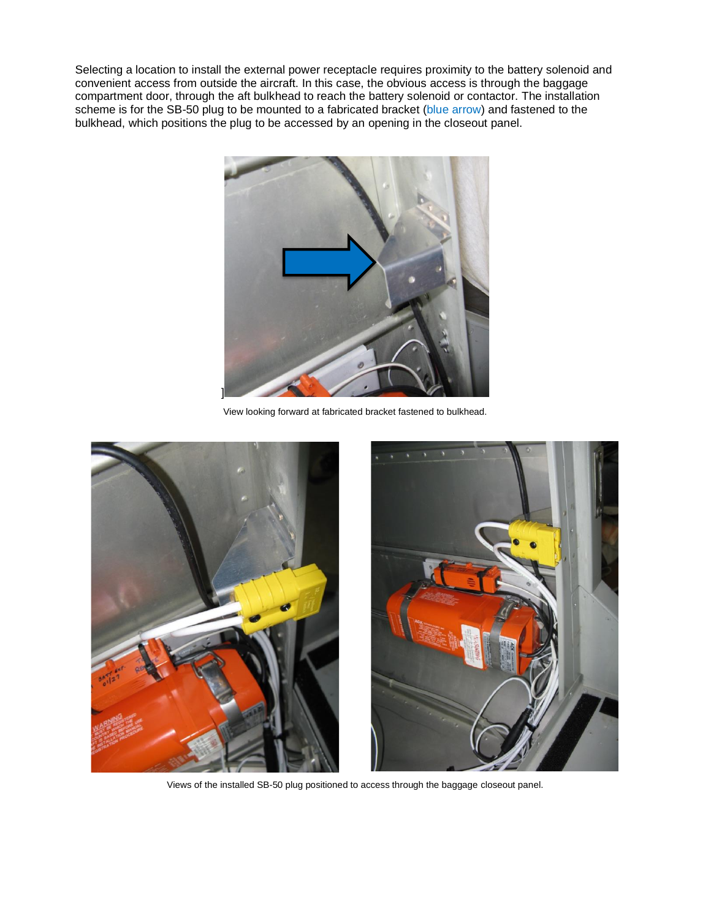Selecting a location to install the external power receptacle requires proximity to the battery solenoid and convenient access from outside the aircraft. In this case, the obvious access is through the baggage compartment door, through the aft bulkhead to reach the battery solenoid or contactor. The installation scheme is for the SB-50 plug to be mounted to a fabricated bracket (blue arrow) and fastened to the bulkhead, which positions the plug to be accessed by an opening in the closeout panel.

]

View looking forward at fabricated bracket fastened to bulkhead.

Views of the installed SB-50 plug positioned to access through the baggage closeout panel.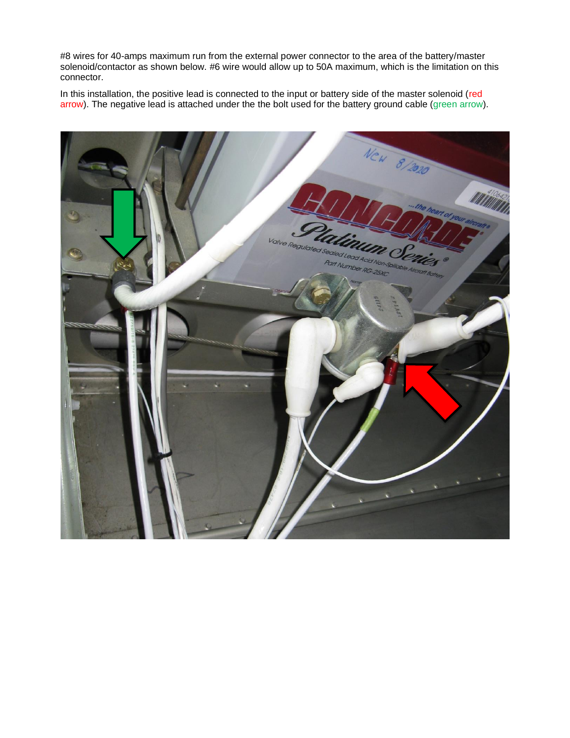#8 wires for 40-amps maximum run from the external power connector to the area of the battery/master solenoid/contactor as shown below. #6 wire would allow up to 50A maximum, which is the limitation on this connector.

In this installation, the positive lead is connected to the input or battery side of the master solenoid (red arrow). The negative lead is attached under the the bolt used for the battery ground cable (green arrow).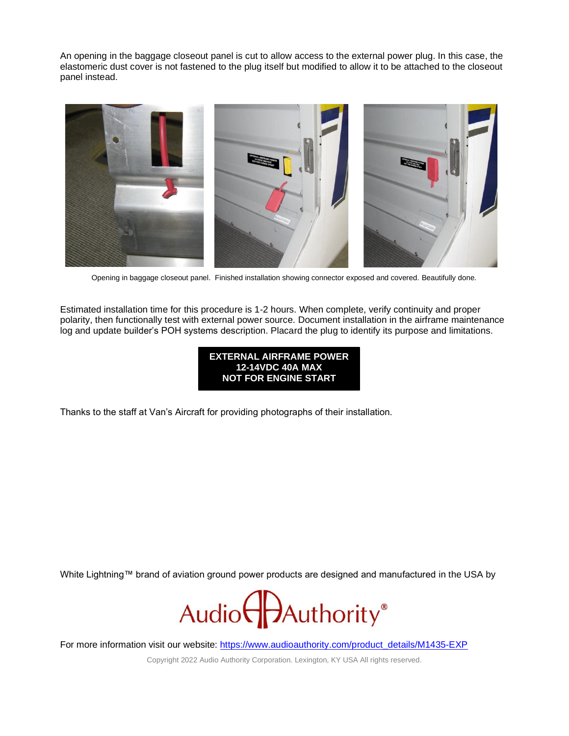An opening in the baggage closeout panel is cut to allow access to the external power plug. In this case, the elastomeric dust cover is not fastened to the plug itself but modified to allow it to be attached to the closeout panel instead.

Opening in baggage closeout panel. Finished installation showing connector exposed and covered. Beautifully done.

Estimated installation time for this procedure is 1-2 hours. When complete, verify continuity and proper polarity, then functionally test with external power source. Document installation in the airframe maintenance log and update builder's POH systems description. Placard the plug to identify its purpose and limitations.

**EXTERNAL AIRFRAME POWER**
**12-14VDC 40A MAX**
**NOT FOR ENGINE START**

Thanks to the staff at Van's Aircraft for providing photographs of their installation.

White Lightning™ brand of aviation ground power products are designed and manufactured in the USA by

Audio Authority®

For more information visit our website: https://www.audioauthority.com/product_details/M1435-EXP

Copyright 2022 Audio Authority Corporation. Lexington, KY USA All rights reserved.